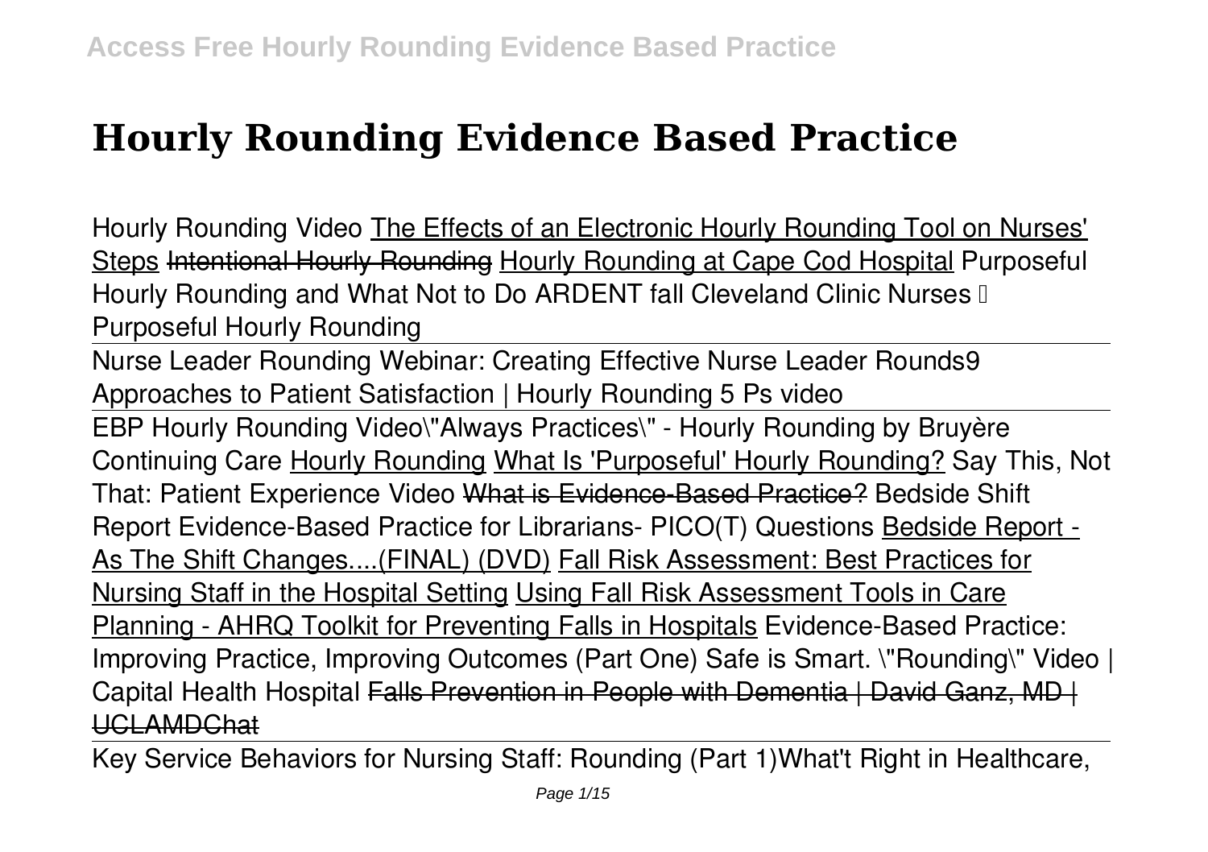# Hourly Rounding Evidence Based Practice

Hourly Rounding Video The Effects of an Electronic Hourly Rounding Tool on Nurses' Steps ~~Intentional Hourly Rounding~~ Hourly Rounding at Cape Cod Hospital Purposeful Hourly Rounding and What Not to Do ARDENT fall Cleveland Clinic Nurses – Purposeful Hourly Rounding

Nurse Leader Rounding Webinar: Creating Effective Nurse Leader Rounds9 Approaches to Patient Satisfaction | Hourly Rounding 5 Ps video

EBP Hourly Rounding Video"Always Practices" - Hourly Rounding by Bruyère Continuing Care Hourly Rounding What Is 'Purposeful' Hourly Rounding? Say This, Not That: Patient Experience Video ~~What is Evidence-Based Practice?~~ Bedside Shift Report Evidence-Based Practice for Librarians- PICO(T) Questions Bedside Report - As The Shift Changes....(FINAL) (DVD) Fall Risk Assessment: Best Practices for Nursing Staff in the Hospital Setting Using Fall Risk Assessment Tools in Care Planning - AHRQ Toolkit for Preventing Falls in Hospitals Evidence-Based Practice: Improving Practice, Improving Outcomes (Part One) Safe is Smart. "Rounding" Video | Capital Health Hospital ~~Falls Prevention in People with Dementia | David Ganz, MD | UCLAMDChat~~

Key Service Behaviors for Nursing Staff: Rounding (Part 1)What't Right in Healthcare,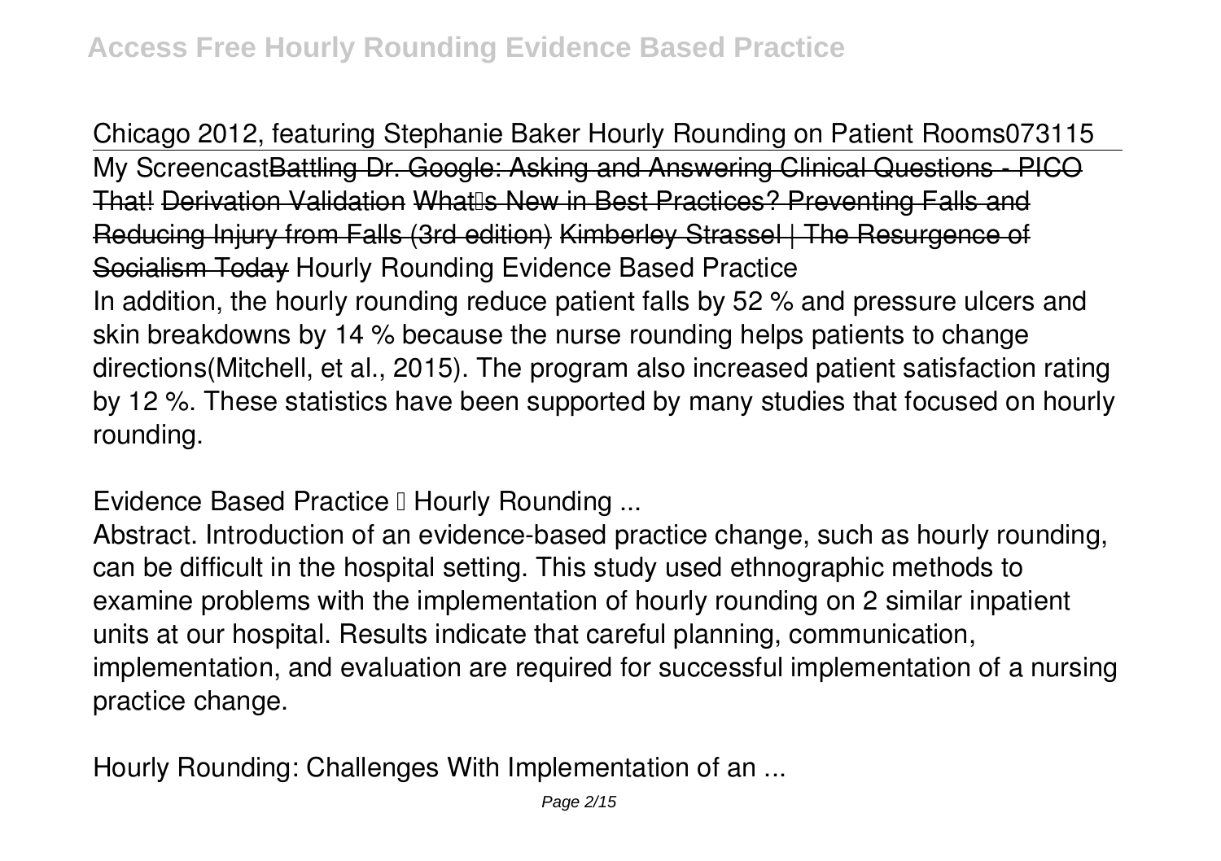Chicago 2012, featuring Stephanie Baker Hourly Rounding on Patient Rooms073115 My Screencast~~Battling Dr. Google: Asking and Answering Clinical Questions - PICO That!~~ ~~Derivation Validation~~ ~~What's New in Best Practices? Preventing Falls and Reducing Injury from Falls (3rd edition)~~ ~~Kimberley Strassel | The Resurgence of Socialism Today~~ **Hourly Rounding Evidence Based Practice**

In addition, the hourly rounding reduce patient falls by 52 % and pressure ulcers and skin breakdowns by 14 % because the nurse rounding helps patients to change directions(Mitchell, et al., 2015). The program also increased patient satisfaction rating by 12 %. These statistics have been supported by many studies that focused on hourly rounding.

**Evidence Based Practice – Hourly Rounding ...**

Abstract. Introduction of an evidence-based practice change, such as hourly rounding, can be difficult in the hospital setting. This study used ethnographic methods to examine problems with the implementation of hourly rounding on 2 similar inpatient units at our hospital. Results indicate that careful planning, communication, implementation, and evaluation are required for successful implementation of a nursing practice change.

**Hourly Rounding: Challenges With Implementation of an ...**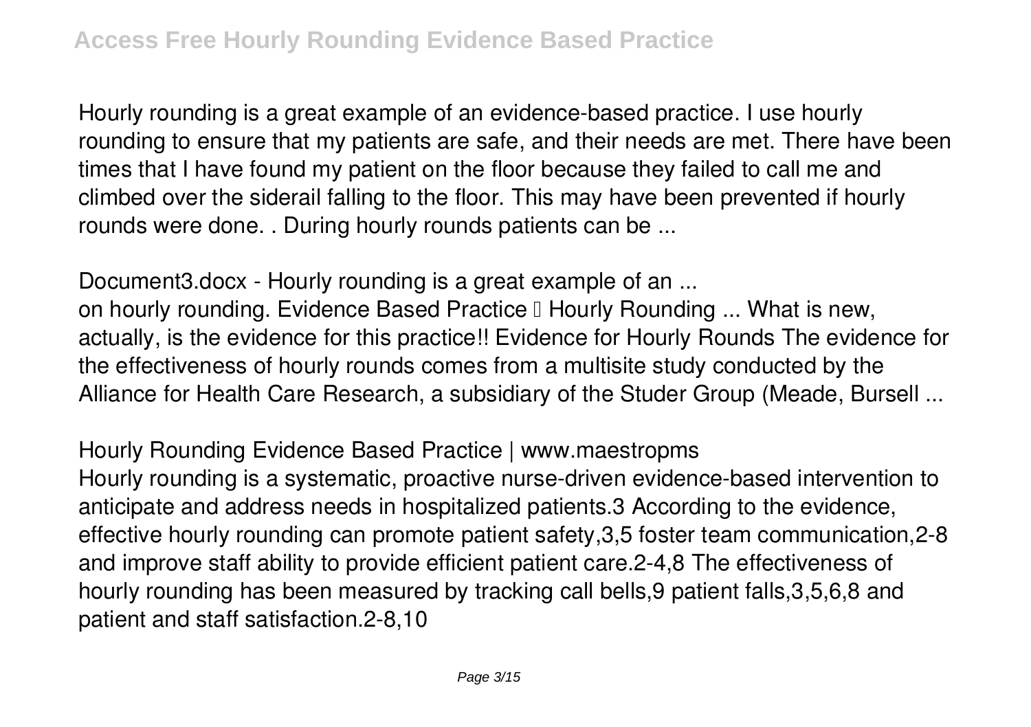Hourly rounding is a great example of an evidence-based practice. I use hourly rounding to ensure that my patients are safe, and their needs are met. There have been times that I have found my patient on the floor because they failed to call me and climbed over the siderail falling to the floor. This may have been prevented if hourly rounds were done. . During hourly rounds patients can be ...

Document3.docx - Hourly rounding is a great example of an ...

on hourly rounding. Evidence Based Practice – Hourly Rounding ... What is new, actually, is the evidence for this practice!! Evidence for Hourly Rounds The evidence for the effectiveness of hourly rounds comes from a multisite study conducted by the Alliance for Health Care Research, a subsidiary of the Studer Group (Meade, Bursell ...

Hourly Rounding Evidence Based Practice | www.maestropms

Hourly rounding is a systematic, proactive nurse-driven evidence-based intervention to anticipate and address needs in hospitalized patients.3 According to the evidence, effective hourly rounding can promote patient safety,3,5 foster team communication,2-8 and improve staff ability to provide efficient patient care.2-4,8 The effectiveness of hourly rounding has been measured by tracking call bells,9 patient falls,3,5,6,8 and patient and staff satisfaction.2-8,10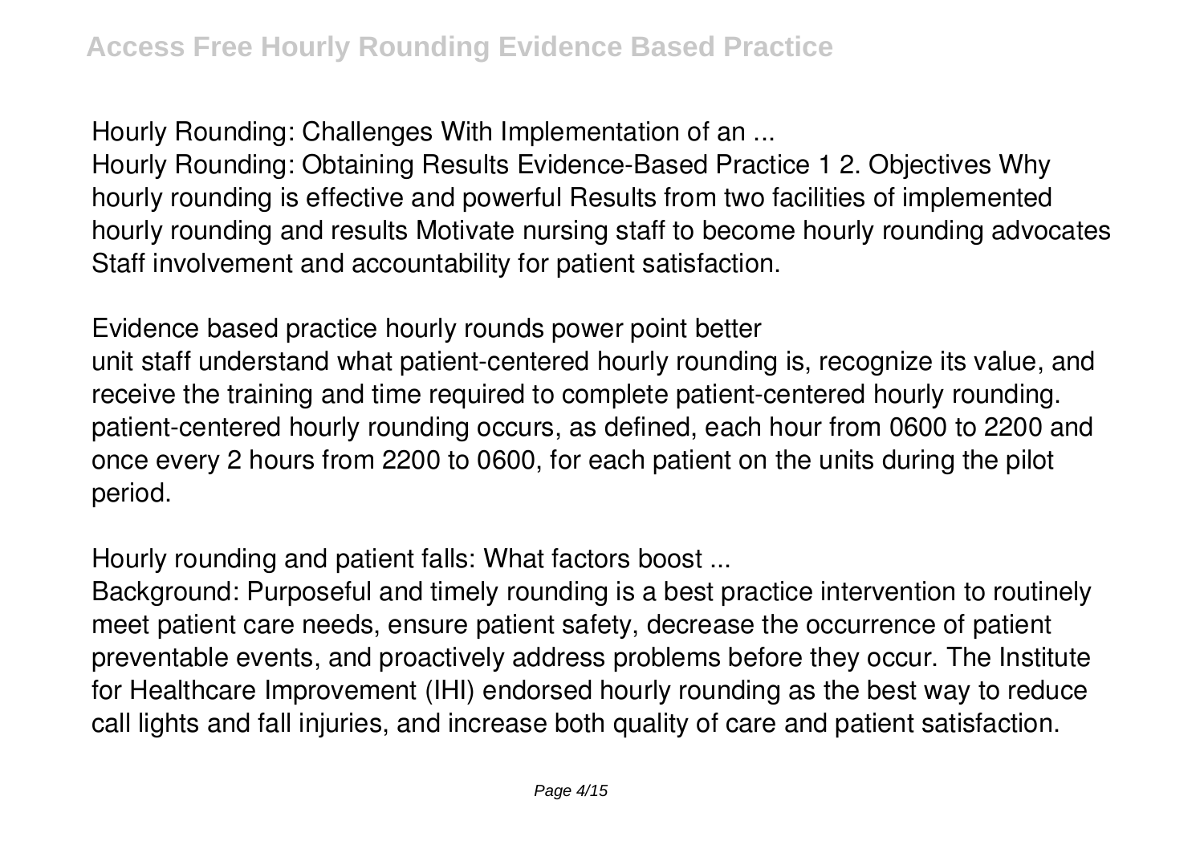Hourly Rounding: Challenges With Implementation of an ...

Hourly Rounding: Obtaining Results Evidence-Based Practice 1 2. Objectives Why hourly rounding is effective and powerful Results from two facilities of implemented hourly rounding and results Motivate nursing staff to become hourly rounding advocates Staff involvement and accountability for patient satisfaction.

Evidence based practice hourly rounds power point better

unit staff understand what patient-centered hourly rounding is, recognize its value, and receive the training and time required to complete patient-centered hourly rounding. patient-centered hourly rounding occurs, as defined, each hour from 0600 to 2200 and once every 2 hours from 2200 to 0600, for each patient on the units during the pilot period.

Hourly rounding and patient falls: What factors boost ...

Background: Purposeful and timely rounding is a best practice intervention to routinely meet patient care needs, ensure patient safety, decrease the occurrence of patient preventable events, and proactively address problems before they occur. The Institute for Healthcare Improvement (IHI) endorsed hourly rounding as the best way to reduce call lights and fall injuries, and increase both quality of care and patient satisfaction.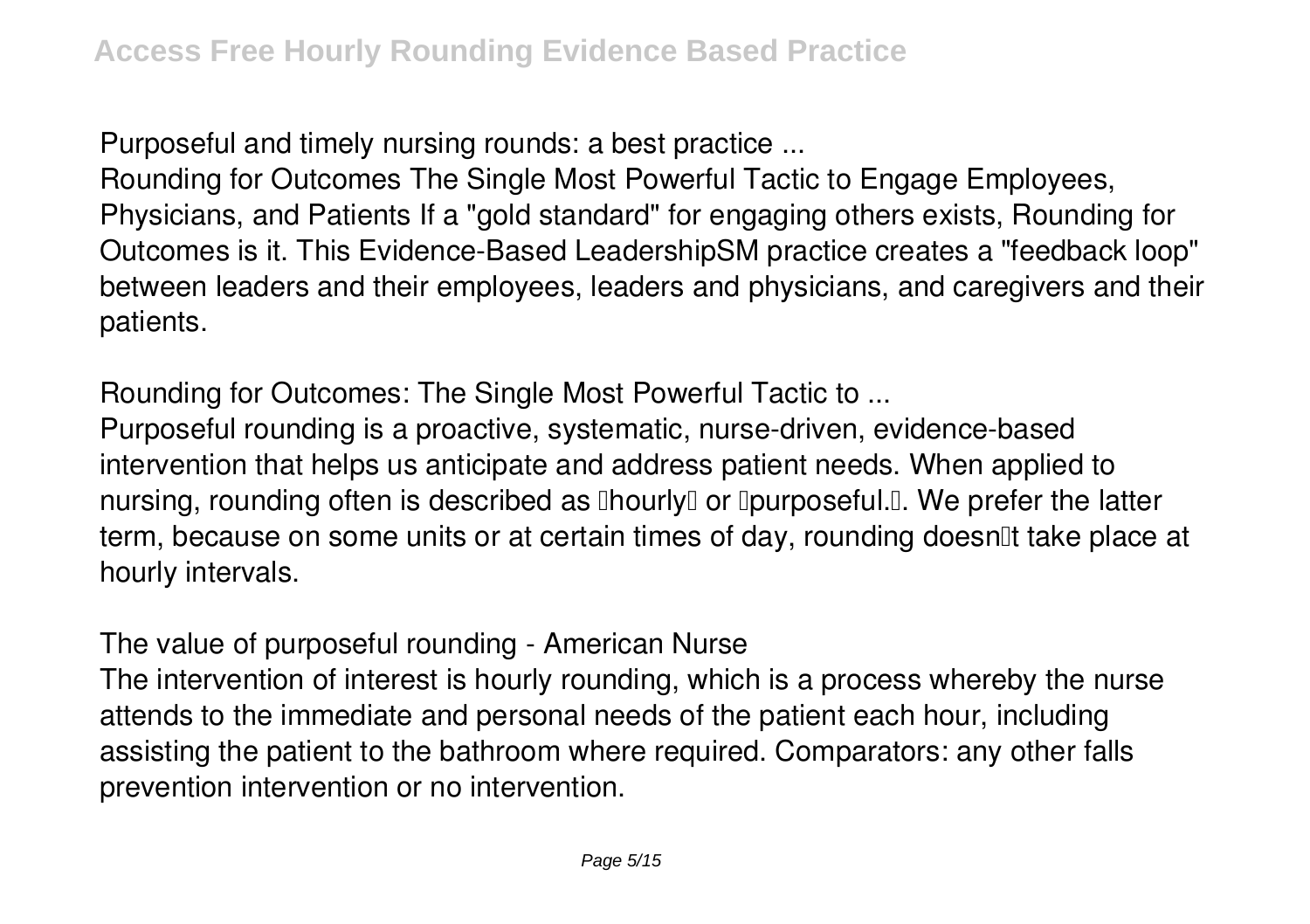**Purposeful and timely nursing rounds: a best practice ...**

Rounding for Outcomes The Single Most Powerful Tactic to Engage Employees, Physicians, and Patients If a "gold standard" for engaging others exists, Rounding for Outcomes is it. This Evidence-Based LeadershipSM practice creates a "feedback loop" between leaders and their employees, leaders and physicians, and caregivers and their patients.

**Rounding for Outcomes: The Single Most Powerful Tactic to ...**

Purposeful rounding is a proactive, systematic, nurse-driven, evidence-based intervention that helps us anticipate and address patient needs. When applied to nursing, rounding often is described as "hourly" or "purposeful.". We prefer the latter term, because on some units or at certain times of day, rounding doesn't take place at hourly intervals.

**The value of purposeful rounding - American Nurse**

The intervention of interest is hourly rounding, which is a process whereby the nurse attends to the immediate and personal needs of the patient each hour, including assisting the patient to the bathroom where required. Comparators: any other falls prevention intervention or no intervention.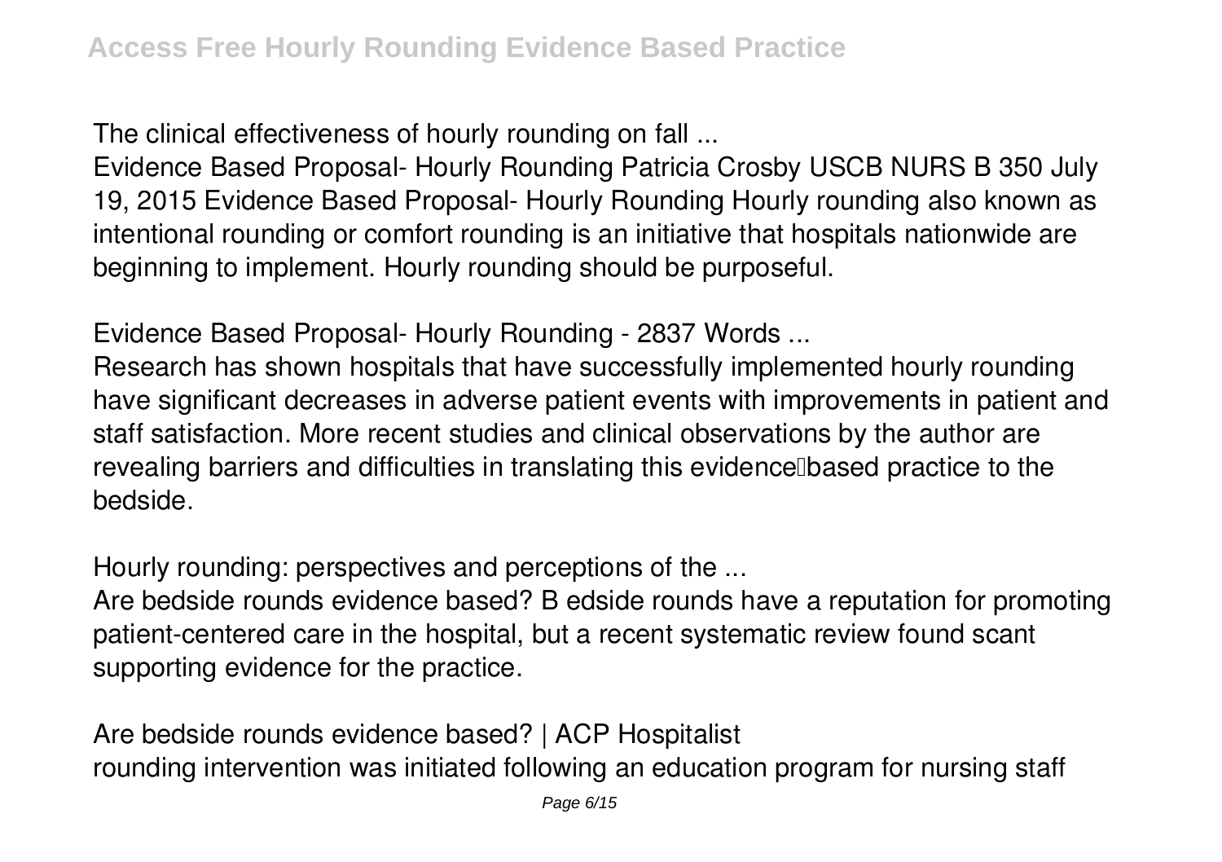*The clinical effectiveness of hourly rounding on fall ...*

Evidence Based Proposal- Hourly Rounding Patricia Crosby USCB NURS B 350 July 19, 2015 Evidence Based Proposal- Hourly Rounding Hourly rounding also known as intentional rounding or comfort rounding is an initiative that hospitals nationwide are beginning to implement. Hourly rounding should be purposeful.

*Evidence Based Proposal- Hourly Rounding - 2837 Words ...*

Research has shown hospitals that have successfully implemented hourly rounding have significant decreases in adverse patient events with improvements in patient and staff satisfaction. More recent studies and clinical observations by the author are revealing barriers and difficulties in translating this evidence‐based practice to the bedside.

*Hourly rounding: perspectives and perceptions of the ...*

Are bedside rounds evidence based? B edside rounds have a reputation for promoting patient-centered care in the hospital, but a recent systematic review found scant supporting evidence for the practice.

*Are bedside rounds evidence based? | ACP Hospitalist*

rounding intervention was initiated following an education program for nursing staff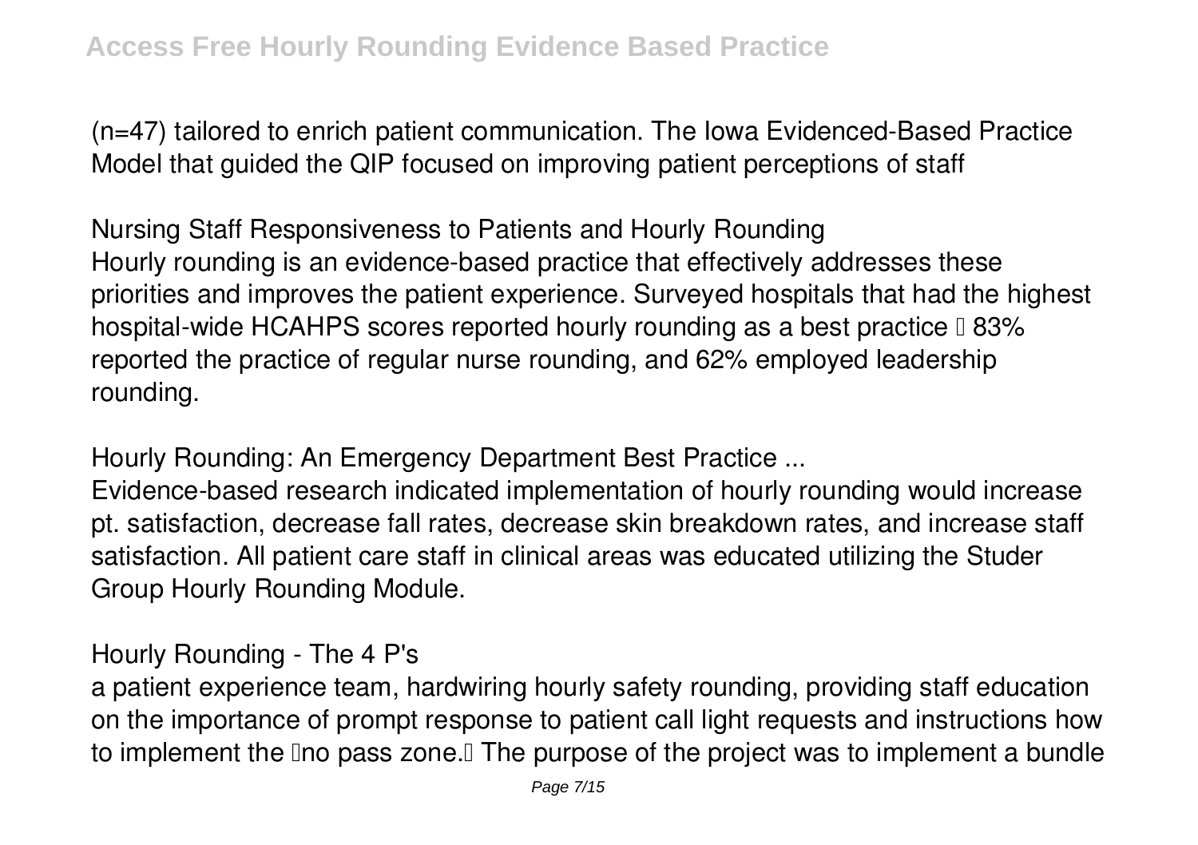(n=47) tailored to enrich patient communication. The Iowa Evidenced-Based Practice Model that guided the QIP focused on improving patient perceptions of staff

**Nursing Staff Responsiveness to Patients and Hourly Rounding**

Hourly rounding is an evidence-based practice that effectively addresses these priorities and improves the patient experience. Surveyed hospitals that had the highest hospital-wide HCAHPS scores reported hourly rounding as a best practice – 83% reported the practice of regular nurse rounding, and 62% employed leadership rounding.

**Hourly Rounding: An Emergency Department Best Practice ...**

Evidence-based research indicated implementation of hourly rounding would increase pt. satisfaction, decrease fall rates, decrease skin breakdown rates, and increase staff satisfaction. All patient care staff in clinical areas was educated utilizing the Studer Group Hourly Rounding Module.

**Hourly Rounding - The 4 P's**

a patient experience team, hardwiring hourly safety rounding, providing staff education on the importance of prompt response to patient call light requests and instructions how to implement the "no pass zone." The purpose of the project was to implement a bundle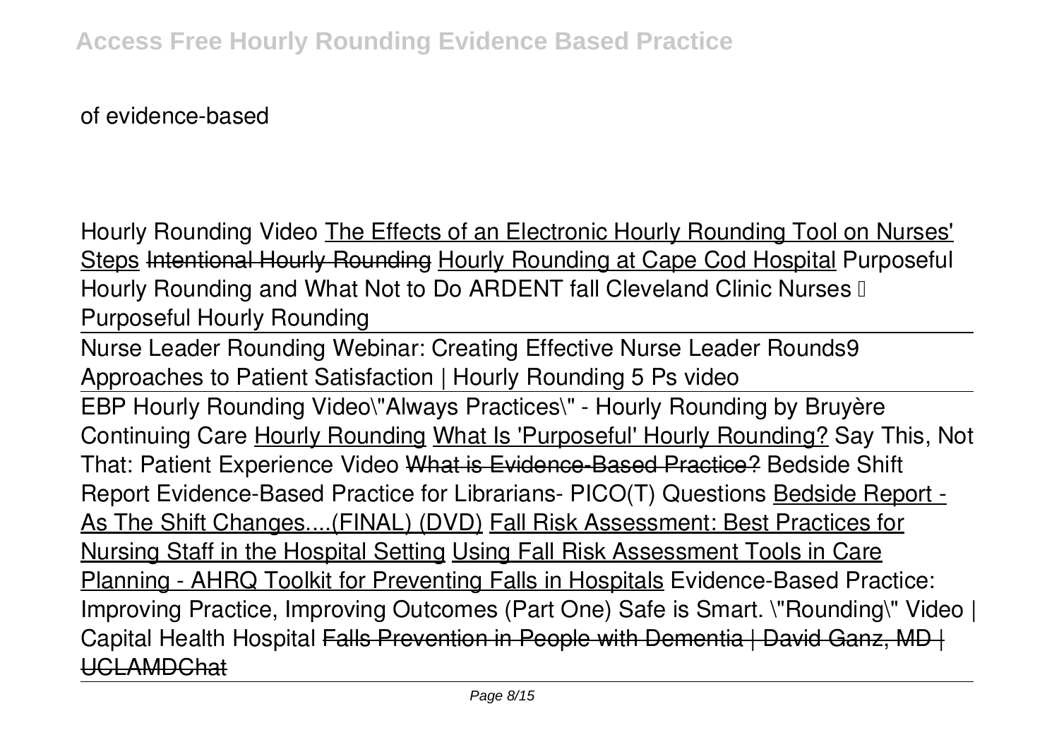of evidence-based

Hourly Rounding Video The Effects of an Electronic Hourly Rounding Tool on Nurses' Steps ~~Intentional Hourly Rounding~~ Hourly Rounding at Cape Cod Hospital Purposeful Hourly Rounding and What Not to Do ARDENT fall Cleveland Clinic Nurses — Purposeful Hourly Rounding

Nurse Leader Rounding Webinar: Creating Effective Nurse Leader Rounds9 Approaches to Patient Satisfaction | Hourly Rounding 5 Ps video

EBP Hourly Rounding Video\"Always Practices\" - Hourly Rounding by Bruyère Continuing Care Hourly Rounding What Is 'Purposeful' Hourly Rounding? Say This, Not That: Patient Experience Video ~~What is Evidence-Based Practice?~~ Bedside Shift Report Evidence-Based Practice for Librarians- PICO(T) Questions Bedside Report - As The Shift Changes....(FINAL) (DVD) Fall Risk Assessment: Best Practices for Nursing Staff in the Hospital Setting Using Fall Risk Assessment Tools in Care Planning - AHRQ Toolkit for Preventing Falls in Hospitals Evidence-Based Practice: Improving Practice, Improving Outcomes (Part One) Safe is Smart. \"Rounding\" Video | Capital Health Hospital ~~Falls Prevention in People with Dementia | David Ganz, MD | UCLAMDChat~~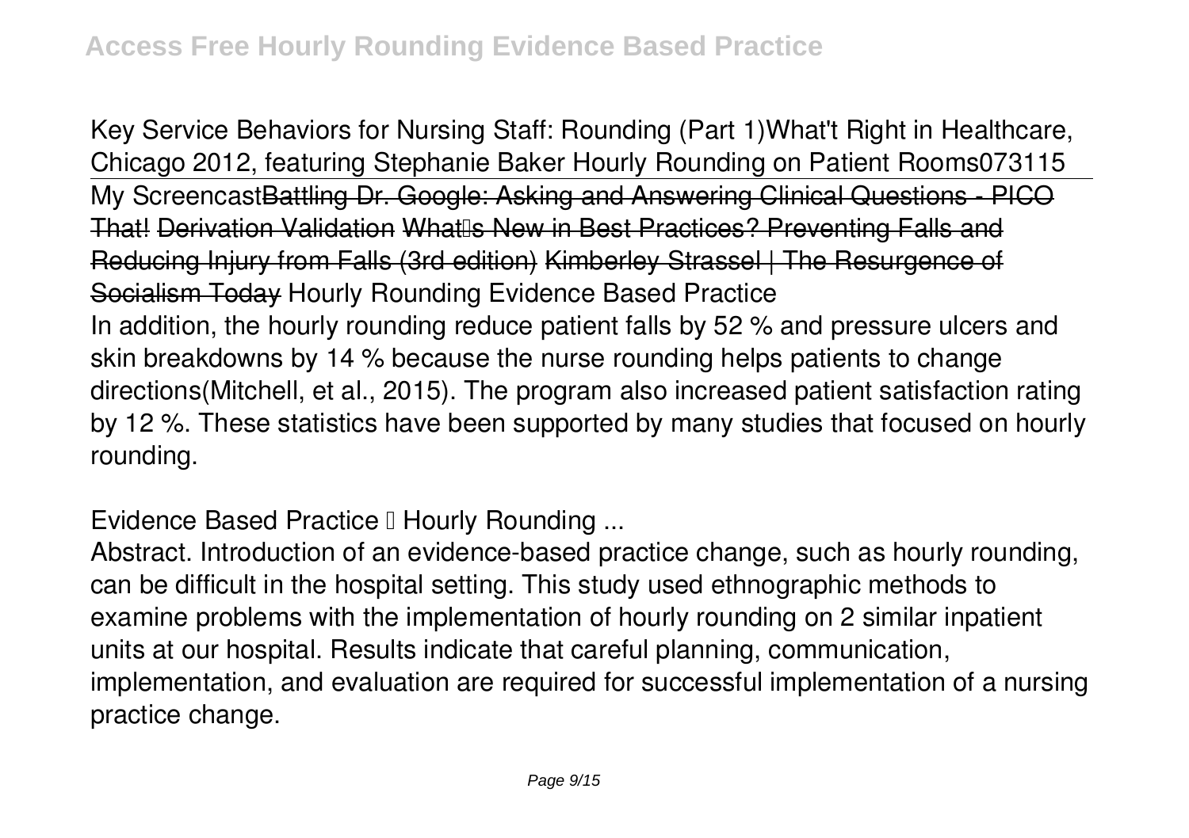Key Service Behaviors for Nursing Staff: Rounding (Part 1)What't Right in Healthcare, Chicago 2012, featuring Stephanie Baker Hourly Rounding on Patient Rooms073115

My Screencast~~Battling Dr. Google: Asking and Answering Clinical Questions - PICO That!~~ ~~Derivation Validation~~ ~~What's New in Best Practices? Preventing Falls and Reducing Injury from Falls (3rd edition)~~ ~~Kimberley Strassel | The Resurgence of Socialism Today~~ Hourly Rounding Evidence Based Practice

In addition, the hourly rounding reduce patient falls by 52 % and pressure ulcers and skin breakdowns by 14 % because the nurse rounding helps patients to change directions(Mitchell, et al., 2015). The program also increased patient satisfaction rating by 12 %. These statistics have been supported by many studies that focused on hourly rounding.

Evidence Based Practice – Hourly Rounding ...

Abstract. Introduction of an evidence-based practice change, such as hourly rounding, can be difficult in the hospital setting. This study used ethnographic methods to examine problems with the implementation of hourly rounding on 2 similar inpatient units at our hospital. Results indicate that careful planning, communication, implementation, and evaluation are required for successful implementation of a nursing practice change.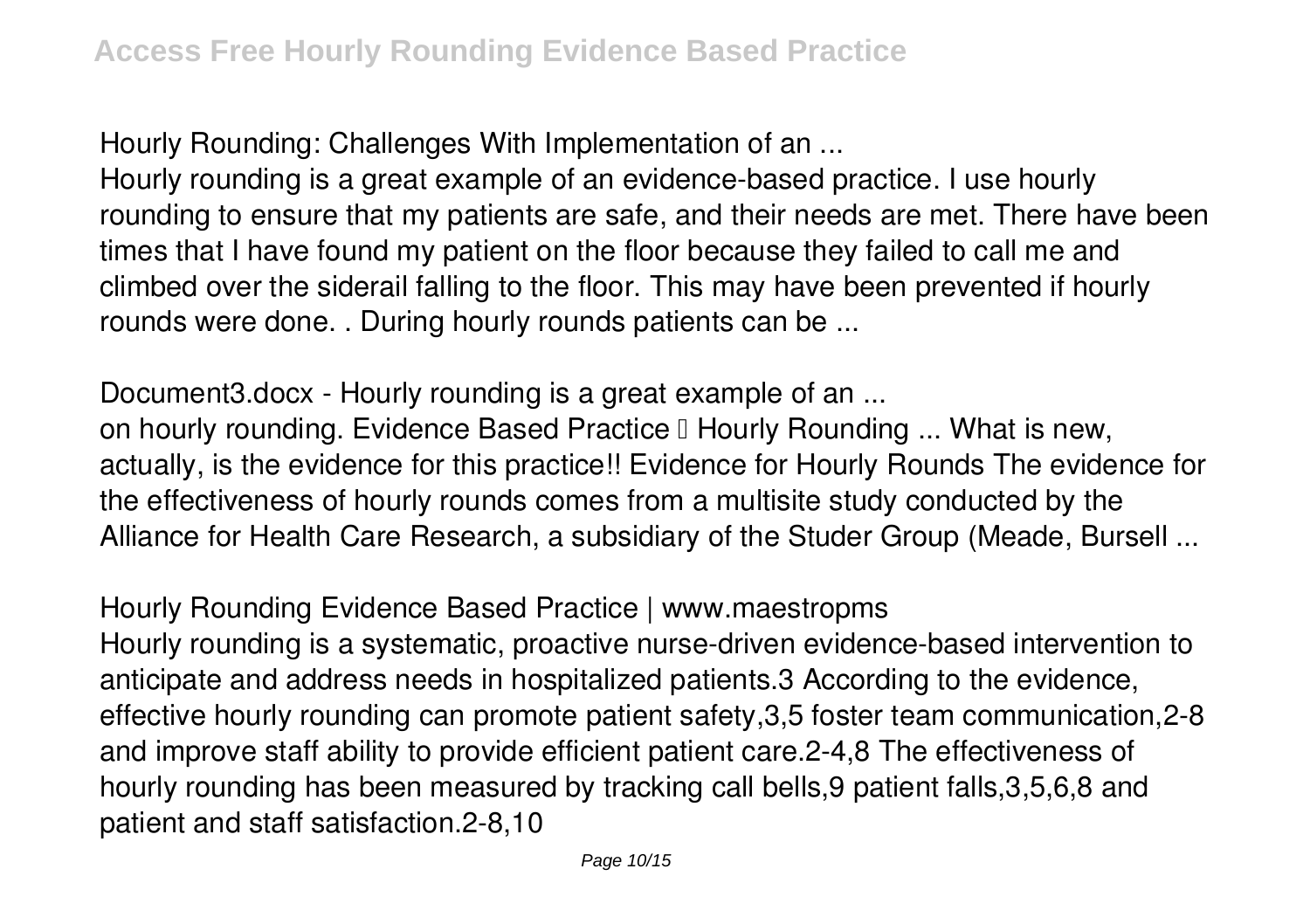**Hourly Rounding: Challenges With Implementation of an ...**

Hourly rounding is a great example of an evidence-based practice. I use hourly rounding to ensure that my patients are safe, and their needs are met. There have been times that I have found my patient on the floor because they failed to call me and climbed over the siderail falling to the floor. This may have been prevented if hourly rounds were done. . During hourly rounds patients can be ...

**Document3.docx - Hourly rounding is a great example of an ...**

on hourly rounding. Evidence Based Practice – Hourly Rounding ... What is new, actually, is the evidence for this practice!! Evidence for Hourly Rounds The evidence for the effectiveness of hourly rounds comes from a multisite study conducted by the Alliance for Health Care Research, a subsidiary of the Studer Group (Meade, Bursell ...

**Hourly Rounding Evidence Based Practice | www.maestropms**

Hourly rounding is a systematic, proactive nurse-driven evidence-based intervention to anticipate and address needs in hospitalized patients.3 According to the evidence, effective hourly rounding can promote patient safety,3,5 foster team communication,2-8 and improve staff ability to provide efficient patient care.2-4,8 The effectiveness of hourly rounding has been measured by tracking call bells,9 patient falls,3,5,6,8 and patient and staff satisfaction.2-8,10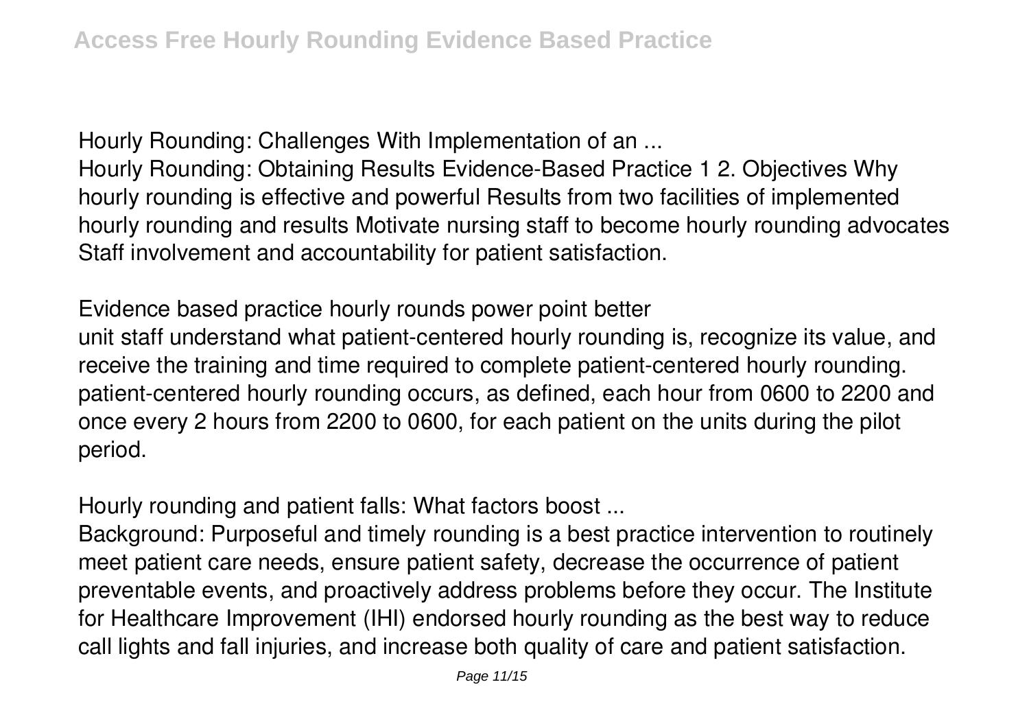Hourly Rounding: Challenges With Implementation of an ...

Hourly Rounding: Obtaining Results Evidence-Based Practice 1 2. Objectives Why hourly rounding is effective and powerful Results from two facilities of implemented hourly rounding and results Motivate nursing staff to become hourly rounding advocates Staff involvement and accountability for patient satisfaction.

Evidence based practice hourly rounds power point better

unit staff understand what patient-centered hourly rounding is, recognize its value, and receive the training and time required to complete patient-centered hourly rounding. patient-centered hourly rounding occurs, as defined, each hour from 0600 to 2200 and once every 2 hours from 2200 to 0600, for each patient on the units during the pilot period.

Hourly rounding and patient falls: What factors boost ...

Background: Purposeful and timely rounding is a best practice intervention to routinely meet patient care needs, ensure patient safety, decrease the occurrence of patient preventable events, and proactively address problems before they occur. The Institute for Healthcare Improvement (IHI) endorsed hourly rounding as the best way to reduce call lights and fall injuries, and increase both quality of care and patient satisfaction.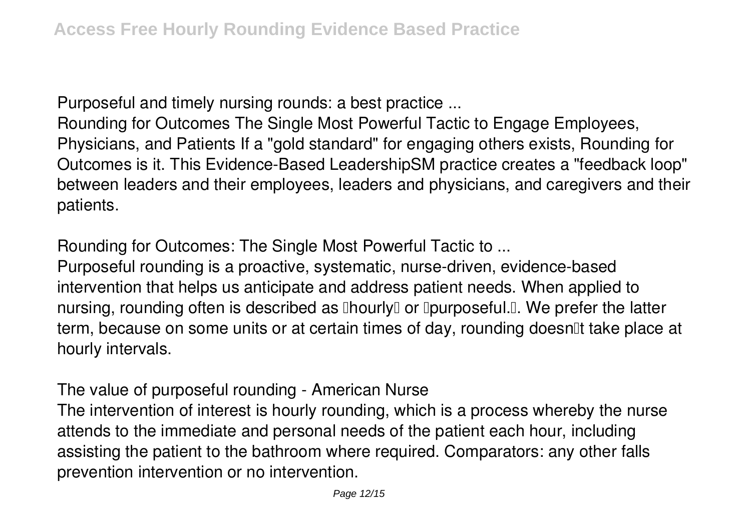**Purposeful and timely nursing rounds: a best practice ...**

Rounding for Outcomes The Single Most Powerful Tactic to Engage Employees, Physicians, and Patients If a "gold standard" for engaging others exists, Rounding for Outcomes is it. This Evidence-Based LeadershipSM practice creates a "feedback loop" between leaders and their employees, leaders and physicians, and caregivers and their patients.

**Rounding for Outcomes: The Single Most Powerful Tactic to ...**

Purposeful rounding is a proactive, systematic, nurse-driven, evidence-based intervention that helps us anticipate and address patient needs. When applied to nursing, rounding often is described as "hourly" or "purposeful.". We prefer the latter term, because on some units or at certain times of day, rounding doesn't take place at hourly intervals.

**The value of purposeful rounding - American Nurse**

The intervention of interest is hourly rounding, which is a process whereby the nurse attends to the immediate and personal needs of the patient each hour, including assisting the patient to the bathroom where required. Comparators: any other falls prevention intervention or no intervention.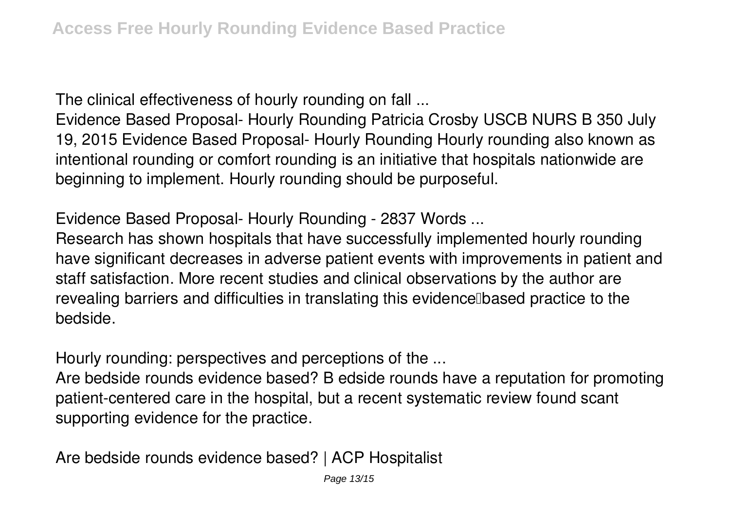**The clinical effectiveness of hourly rounding on fall ...**

Evidence Based Proposal- Hourly Rounding Patricia Crosby USCB NURS B 350 July 19, 2015 Evidence Based Proposal- Hourly Rounding Hourly rounding also known as intentional rounding or comfort rounding is an initiative that hospitals nationwide are beginning to implement. Hourly rounding should be purposeful.

**Evidence Based Proposal- Hourly Rounding - 2837 Words ...**

Research has shown hospitals that have successfully implemented hourly rounding have significant decreases in adverse patient events with improvements in patient and staff satisfaction. More recent studies and clinical observations by the author are revealing barriers and difficulties in translating this evidence‐based practice to the bedside.

**Hourly rounding: perspectives and perceptions of the ...**

Are bedside rounds evidence based? B edside rounds have a reputation for promoting patient-centered care in the hospital, but a recent systematic review found scant supporting evidence for the practice.

**Are bedside rounds evidence based? | ACP Hospitalist**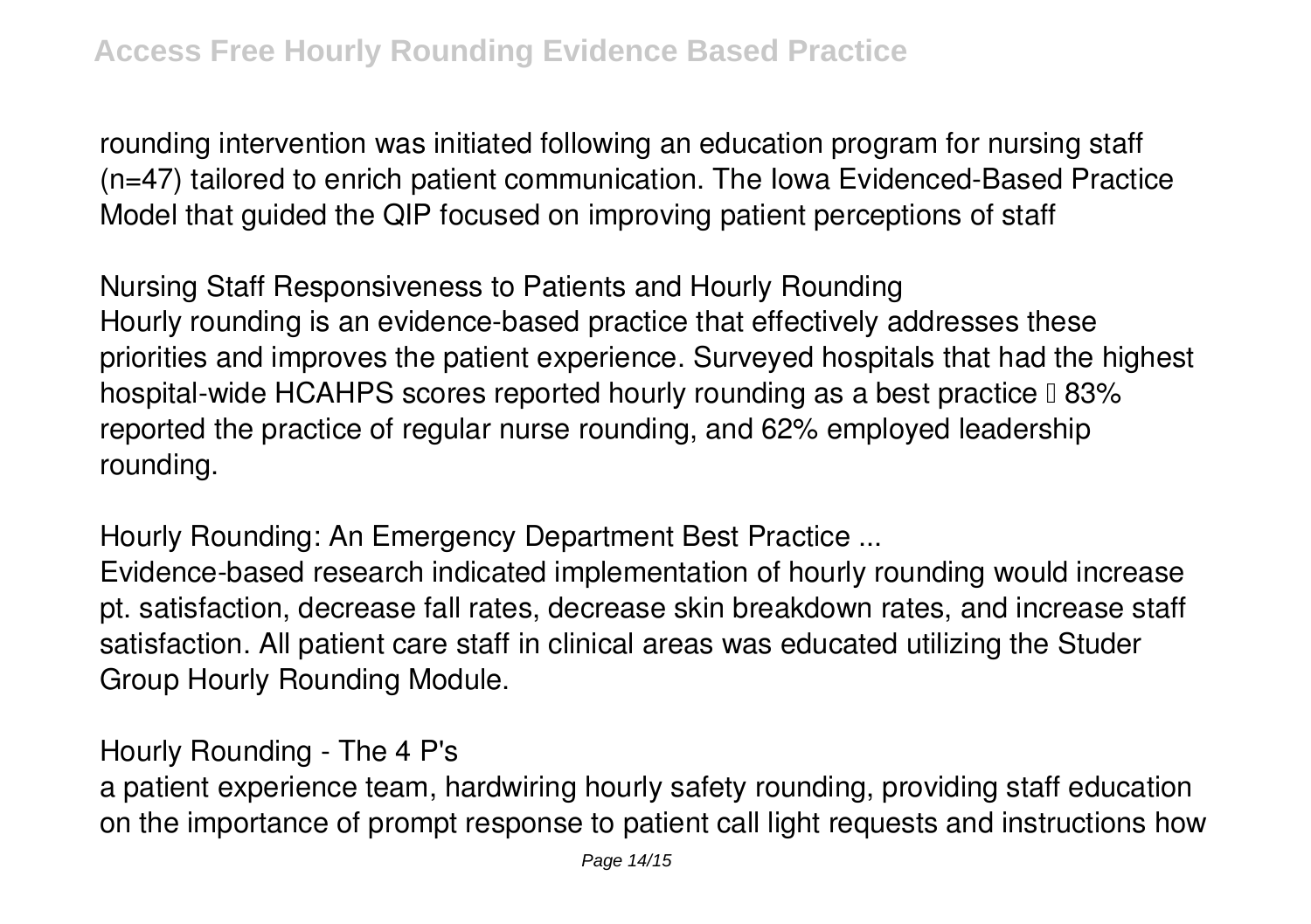rounding intervention was initiated following an education program for nursing staff (n=47) tailored to enrich patient communication. The Iowa Evidenced-Based Practice Model that guided the QIP focused on improving patient perceptions of staff

**Nursing Staff Responsiveness to Patients and Hourly Rounding**

Hourly rounding is an evidence-based practice that effectively addresses these priorities and improves the patient experience. Surveyed hospitals that had the highest hospital-wide HCAHPS scores reported hourly rounding as a best practice – 83% reported the practice of regular nurse rounding, and 62% employed leadership rounding.

**Hourly Rounding: An Emergency Department Best Practice ...**

Evidence-based research indicated implementation of hourly rounding would increase pt. satisfaction, decrease fall rates, decrease skin breakdown rates, and increase staff satisfaction. All patient care staff in clinical areas was educated utilizing the Studer Group Hourly Rounding Module.

**Hourly Rounding - The 4 P's**

a patient experience team, hardwiring hourly safety rounding, providing staff education on the importance of prompt response to patient call light requests and instructions how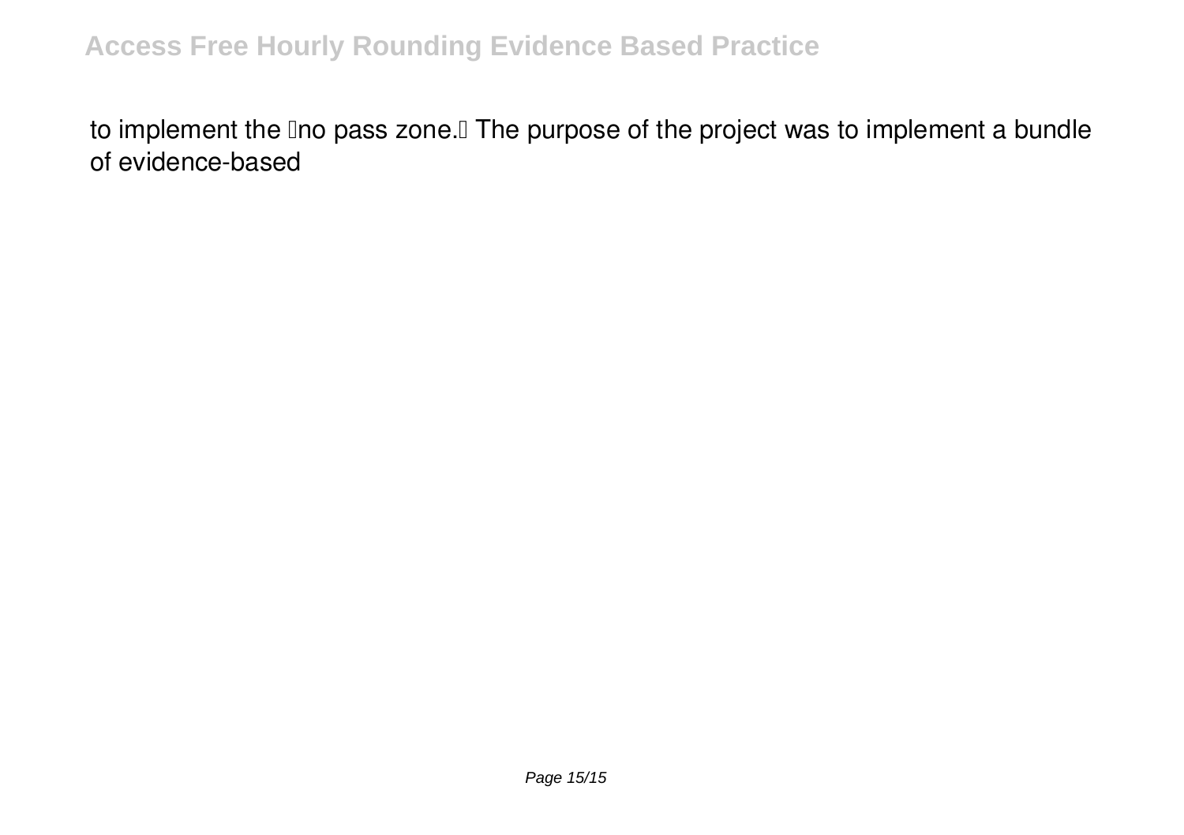to implement the "no pass zone." The purpose of the project was to implement a bundle of evidence-based